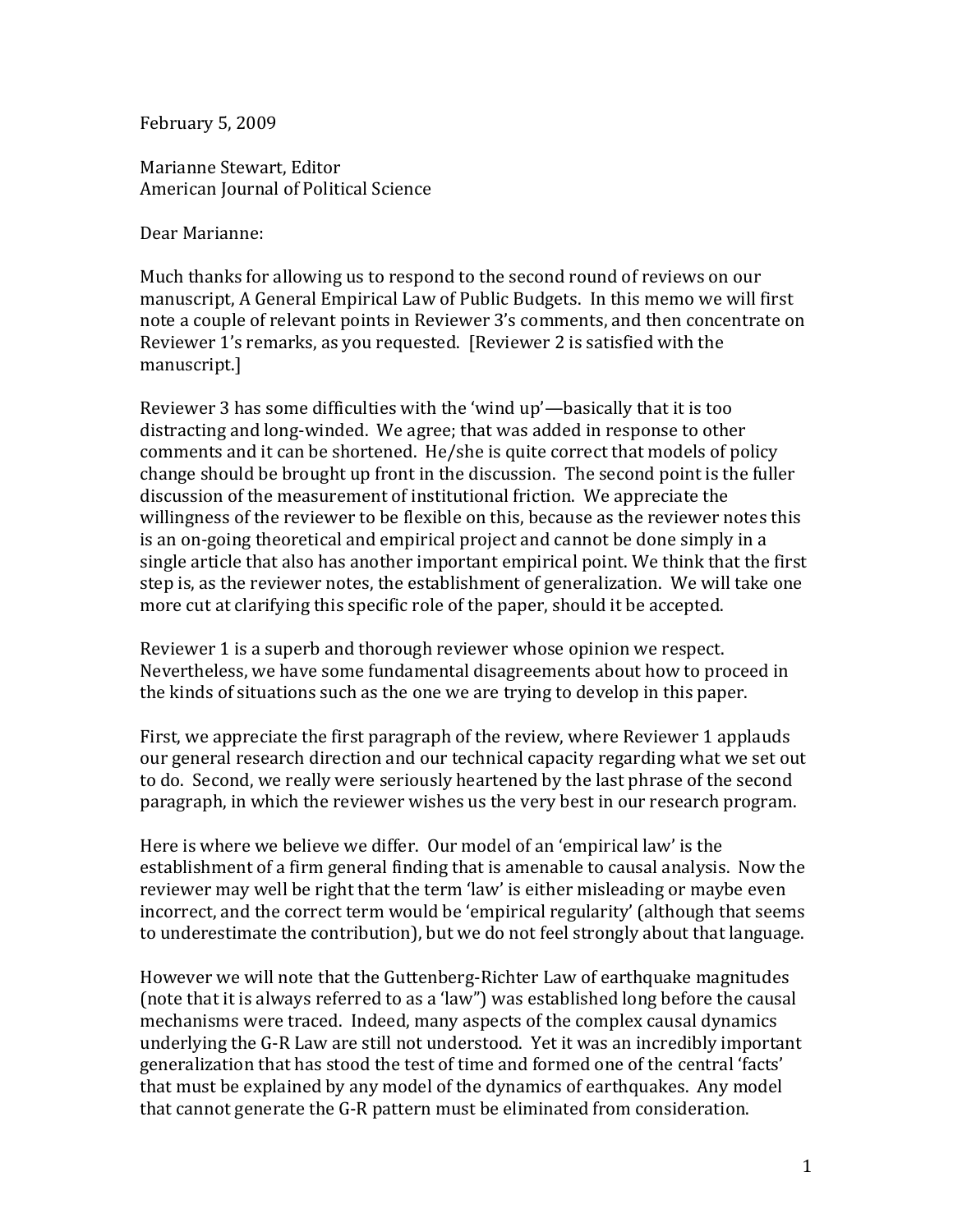February 5, 2009

Marianne Stewart, Editor
American Journal of Political Science

Dear Marianne:

Much thanks for allowing us to respond to the second round of reviews on our manuscript, A General Empirical Law of Public Budgets. In this memo we will first note a couple of relevant points in Reviewer 3's comments, and then concentrate on Reviewer 1's remarks, as you requested. [Reviewer 2 is satisfied with the manuscript.]

Reviewer 3 has some difficulties with the 'wind up'—basically that it is too distracting and long-winded. We agree; that was added in response to other comments and it can be shortened. He/she is quite correct that models of policy change should be brought up front in the discussion. The second point is the fuller discussion of the measurement of institutional friction. We appreciate the willingness of the reviewer to be flexible on this, because as the reviewer notes this is an on-going theoretical and empirical project and cannot be done simply in a single article that also has another important empirical point. We think that the first step is, as the reviewer notes, the establishment of generalization. We will take one more cut at clarifying this specific role of the paper, should it be accepted.

Reviewer 1 is a superb and thorough reviewer whose opinion we respect. Nevertheless, we have some fundamental disagreements about how to proceed in the kinds of situations such as the one we are trying to develop in this paper.

First, we appreciate the first paragraph of the review, where Reviewer 1 applauds our general research direction and our technical capacity regarding what we set out to do. Second, we really were seriously heartened by the last phrase of the second paragraph, in which the reviewer wishes us the very best in our research program.

Here is where we believe we differ. Our model of an 'empirical law' is the establishment of a firm general finding that is amenable to causal analysis. Now the reviewer may well be right that the term 'law' is either misleading or maybe even incorrect, and the correct term would be 'empirical regularity' (although that seems to underestimate the contribution), but we do not feel strongly about that language.

However we will note that the Guttenberg-Richter Law of earthquake magnitudes (note that it is always referred to as a 'law") was established long before the causal mechanisms were traced. Indeed, many aspects of the complex causal dynamics underlying the G-R Law are still not understood. Yet it was an incredibly important generalization that has stood the test of time and formed one of the central 'facts' that must be explained by any model of the dynamics of earthquakes. Any model that cannot generate the G-R pattern must be eliminated from consideration.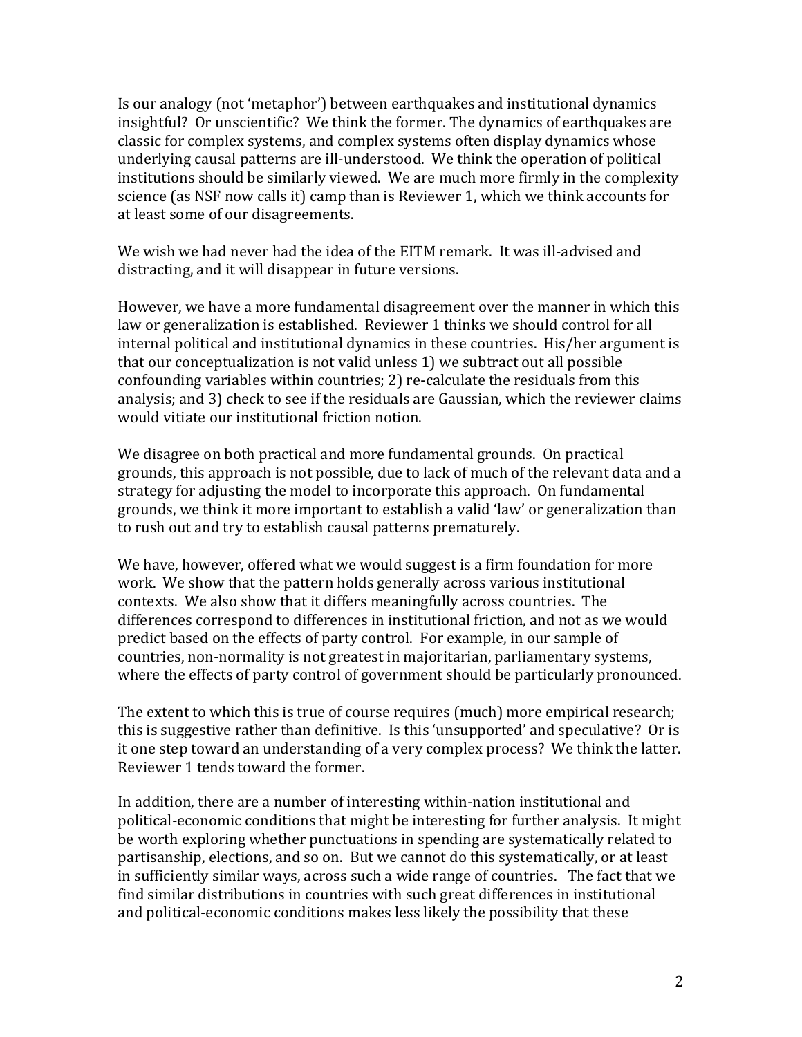Is our analogy (not 'metaphor') between earthquakes and institutional dynamics insightful? Or unscientific? We think the former. The dynamics of earthquakes are classic for complex systems, and complex systems often display dynamics whose underlying causal patterns are ill-understood. We think the operation of political institutions should be similarly viewed. We are much more firmly in the complexity science (as NSF now calls it) camp than is Reviewer 1, which we think accounts for at least some of our disagreements.

We wish we had never had the idea of the EITM remark. It was ill-advised and distracting, and it will disappear in future versions.

However, we have a more fundamental disagreement over the manner in which this law or generalization is established. Reviewer 1 thinks we should control for all internal political and institutional dynamics in these countries. His/her argument is that our conceptualization is not valid unless 1) we subtract out all possible confounding variables within countries; 2) re-calculate the residuals from this analysis; and 3) check to see if the residuals are Gaussian, which the reviewer claims would vitiate our institutional friction notion.

We disagree on both practical and more fundamental grounds. On practical grounds, this approach is not possible, due to lack of much of the relevant data and a strategy for adjusting the model to incorporate this approach. On fundamental grounds, we think it more important to establish a valid 'law' or generalization than to rush out and try to establish causal patterns prematurely.

We have, however, offered what we would suggest is a firm foundation for more work. We show that the pattern holds generally across various institutional contexts. We also show that it differs meaningfully across countries. The differences correspond to differences in institutional friction, and not as we would predict based on the effects of party control. For example, in our sample of countries, non-normality is not greatest in majoritarian, parliamentary systems, where the effects of party control of government should be particularly pronounced.

The extent to which this is true of course requires (much) more empirical research; this is suggestive rather than definitive. Is this 'unsupported' and speculative? Or is it one step toward an understanding of a very complex process? We think the latter. Reviewer 1 tends toward the former.

In addition, there are a number of interesting within-nation institutional and political-economic conditions that might be interesting for further analysis. It might be worth exploring whether punctuations in spending are systematically related to partisanship, elections, and so on. But we cannot do this systematically, or at least in sufficiently similar ways, across such a wide range of countries. The fact that we find similar distributions in countries with such great differences in institutional and political-economic conditions makes less likely the possibility that these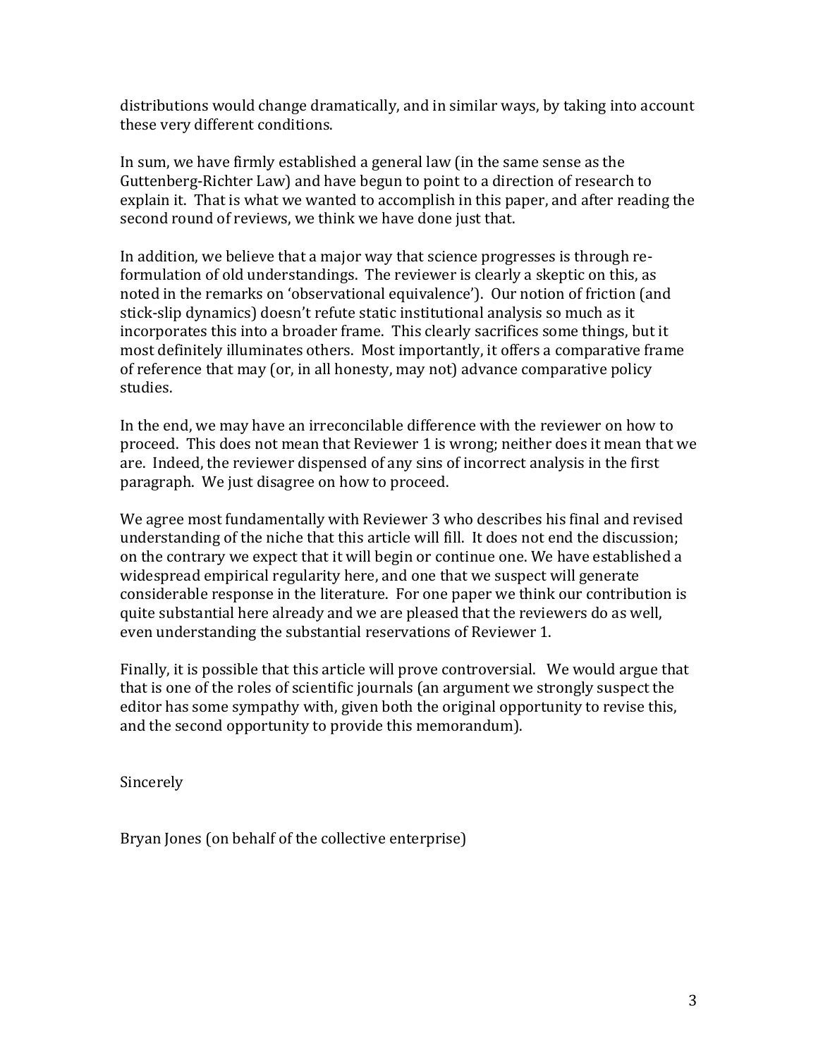distributions would change dramatically, and in similar ways, by taking into account these very different conditions.

In sum, we have firmly established a general law (in the same sense as the Guttenberg-Richter Law) and have begun to point to a direction of research to explain it. That is what we wanted to accomplish in this paper, and after reading the second round of reviews, we think we have done just that.

In addition, we believe that a major way that science progresses is through re-formulation of old understandings. The reviewer is clearly a skeptic on this, as noted in the remarks on 'observational equivalence'). Our notion of friction (and stick-slip dynamics) doesn't refute static institutional analysis so much as it incorporates this into a broader frame. This clearly sacrifices some things, but it most definitely illuminates others. Most importantly, it offers a comparative frame of reference that may (or, in all honesty, may not) advance comparative policy studies.

In the end, we may have an irreconcilable difference with the reviewer on how to proceed. This does not mean that Reviewer 1 is wrong; neither does it mean that we are. Indeed, the reviewer dispensed of any sins of incorrect analysis in the first paragraph. We just disagree on how to proceed.

We agree most fundamentally with Reviewer 3 who describes his final and revised understanding of the niche that this article will fill. It does not end the discussion; on the contrary we expect that it will begin or continue one. We have established a widespread empirical regularity here, and one that we suspect will generate considerable response in the literature. For one paper we think our contribution is quite substantial here already and we are pleased that the reviewers do as well, even understanding the substantial reservations of Reviewer 1.

Finally, it is possible that this article will prove controversial. We would argue that that is one of the roles of scientific journals (an argument we strongly suspect the editor has some sympathy with, given both the original opportunity to revise this, and the second opportunity to provide this memorandum).

Sincerely

Bryan Jones (on behalf of the collective enterprise)